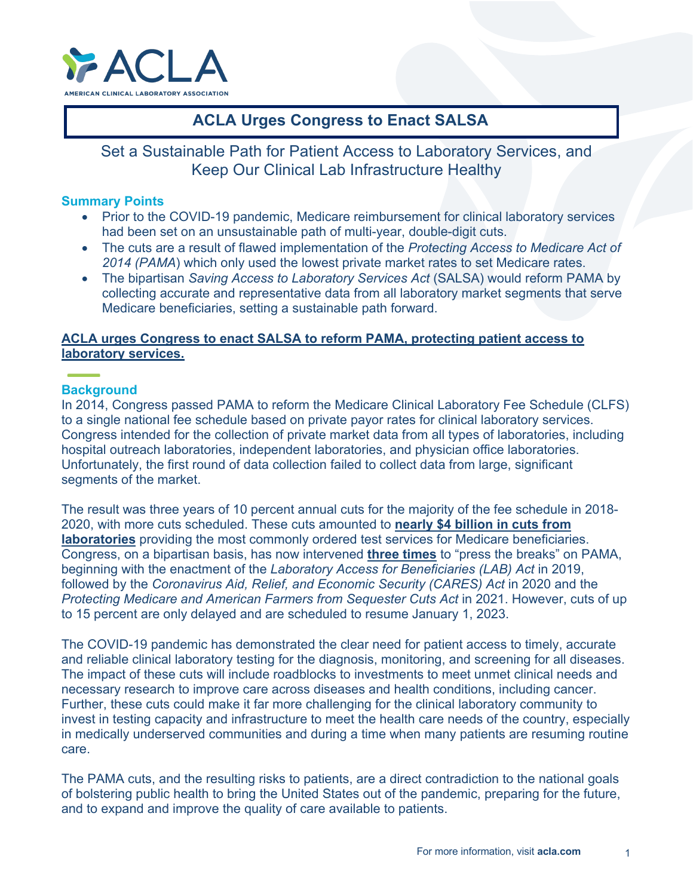# ACLA Urges Congress to Enact SALSA

## Set a Sustainable Path for Patient Access to Laboratory Services, and Keep Our Clinical Lab Infrastructure Healthy

### Summary Points

- Prior to the COVID-19 pandemic, Medicare reimbursement for clinical laboratory services had been set on an unsustainable path of multi-year, double-digit cuts.
- The cuts are a result of flawed implementation of the *Protecting Access to Medicare Act of 2014 (PAMA)* which only used the lowest private market rates to set Medicare rates.
- The bipartisan *Saving Access to Laboratory Services Act* (SALSA) would reform PAMA by collecting accurate and representative data from all laboratory market segments that serve Medicare beneficiaries, setting a sustainable path forward.

**ACLA urges Congress to enact SALSA to reform PAMA, protecting patient access to laboratory services.**

### Background

In 2014, Congress passed PAMA to reform the Medicare Clinical Laboratory Fee Schedule (CLFS) to a single national fee schedule based on private payor rates for clinical laboratory services. Congress intended for the collection of private market data from all types of laboratories, including hospital outreach laboratories, independent laboratories, and physician office laboratories. Unfortunately, the first round of data collection failed to collect data from large, significant segments of the market.

The result was three years of 10 percent annual cuts for the majority of the fee schedule in 2018-2020, with more cuts scheduled. These cuts amounted to **nearly $4 billion in cuts from laboratories** providing the most commonly ordered test services for Medicare beneficiaries. Congress, on a bipartisan basis, has now intervened **three times** to "press the breaks" on PAMA, beginning with the enactment of the *Laboratory Access for Beneficiaries (LAB) Act* in 2019, followed by the *Coronavirus Aid, Relief, and Economic Security (CARES) Act* in 2020 and the *Protecting Medicare and American Farmers from Sequester Cuts Act* in 2021. However, cuts of up to 15 percent are only delayed and are scheduled to resume January 1, 2023.

The COVID-19 pandemic has demonstrated the clear need for patient access to timely, accurate and reliable clinical laboratory testing for the diagnosis, monitoring, and screening for all diseases. The impact of these cuts will include roadblocks to investments to meet unmet clinical needs and necessary research to improve care across diseases and health conditions, including cancer. Further, these cuts could make it far more challenging for the clinical laboratory community to invest in testing capacity and infrastructure to meet the health care needs of the country, especially in medically underserved communities and during a time when many patients are resuming routine care.

The PAMA cuts, and the resulting risks to patients, are a direct contradiction to the national goals of bolstering public health to bring the United States out of the pandemic, preparing for the future, and to expand and improve the quality of care available to patients.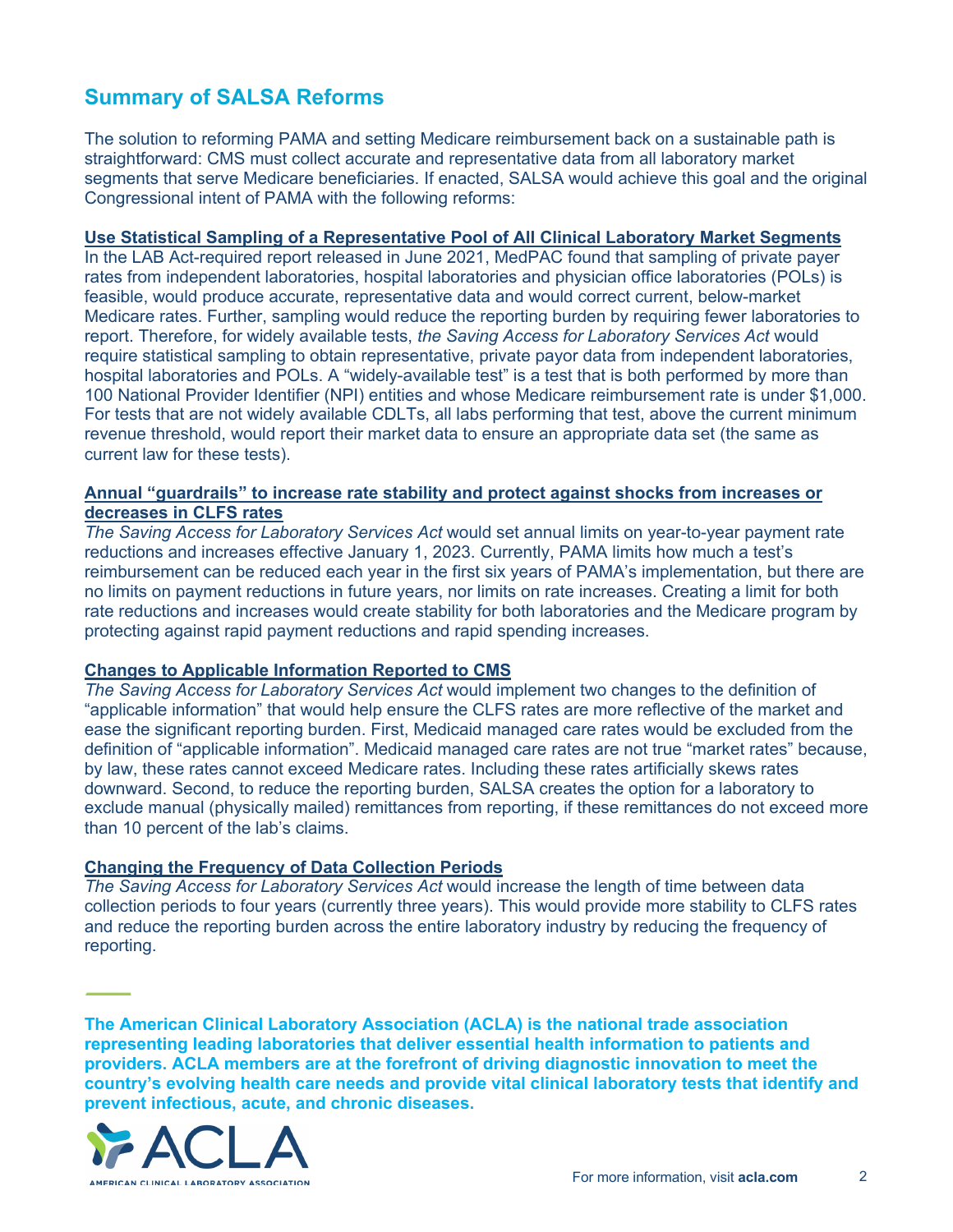## Summary of SALSA Reforms

The solution to reforming PAMA and setting Medicare reimbursement back on a sustainable path is straightforward: CMS must collect accurate and representative data from all laboratory market segments that serve Medicare beneficiaries. If enacted, SALSA would achieve this goal and the original Congressional intent of PAMA with the following reforms:

**Use Statistical Sampling of a Representative Pool of All Clinical Laboratory Market Segments**

In the LAB Act-required report released in June 2021, MedPAC found that sampling of private payer rates from independent laboratories, hospital laboratories and physician office laboratories (POLs) is feasible, would produce accurate, representative data and would correct current, below-market Medicare rates. Further, sampling would reduce the reporting burden by requiring fewer laboratories to report. Therefore, for widely available tests, *the Saving Access for Laboratory Services Act* would require statistical sampling to obtain representative, private payor data from independent laboratories, hospital laboratories and POLs. A "widely-available test" is a test that is both performed by more than 100 National Provider Identifier (NPI) entities and whose Medicare reimbursement rate is under $1,000. For tests that are not widely available CDLTs, all labs performing that test, above the current minimum revenue threshold, would report their market data to ensure an appropriate data set (the same as current law for these tests).

**Annual "guardrails" to increase rate stability and protect against shocks from increases or decreases in CLFS rates**

*The Saving Access for Laboratory Services Act* would set annual limits on year-to-year payment rate reductions and increases effective January 1, 2023. Currently, PAMA limits how much a test's reimbursement can be reduced each year in the first six years of PAMA's implementation, but there are no limits on payment reductions in future years, nor limits on rate increases. Creating a limit for both rate reductions and increases would create stability for both laboratories and the Medicare program by protecting against rapid payment reductions and rapid spending increases.

**Changes to Applicable Information Reported to CMS**

*The Saving Access for Laboratory Services Act* would implement two changes to the definition of "applicable information" that would help ensure the CLFS rates are more reflective of the market and ease the significant reporting burden. First, Medicaid managed care rates would be excluded from the definition of "applicable information". Medicaid managed care rates are not true "market rates" because, by law, these rates cannot exceed Medicare rates. Including these rates artificially skews rates downward. Second, to reduce the reporting burden, SALSA creates the option for a laboratory to exclude manual (physically mailed) remittances from reporting, if these remittances do not exceed more than 10 percent of the lab's claims.

**Changing the Frequency of Data Collection Periods**

*The Saving Access for Laboratory Services Act* would increase the length of time between data collection periods to four years (currently three years). This would provide more stability to CLFS rates and reduce the reporting burden across the entire laboratory industry by reducing the frequency of reporting.

**The American Clinical Laboratory Association (ACLA) is the national trade association representing leading laboratories that deliver essential health information to patients and providers. ACLA members are at the forefront of driving diagnostic innovation to meet the country's evolving health care needs and provide vital clinical laboratory tests that identify and prevent infectious, acute, and chronic diseases.**

ACLA
AMERICAN CLINICAL LABORATORY ASSOCIATION

For more information, visit **acla.com**